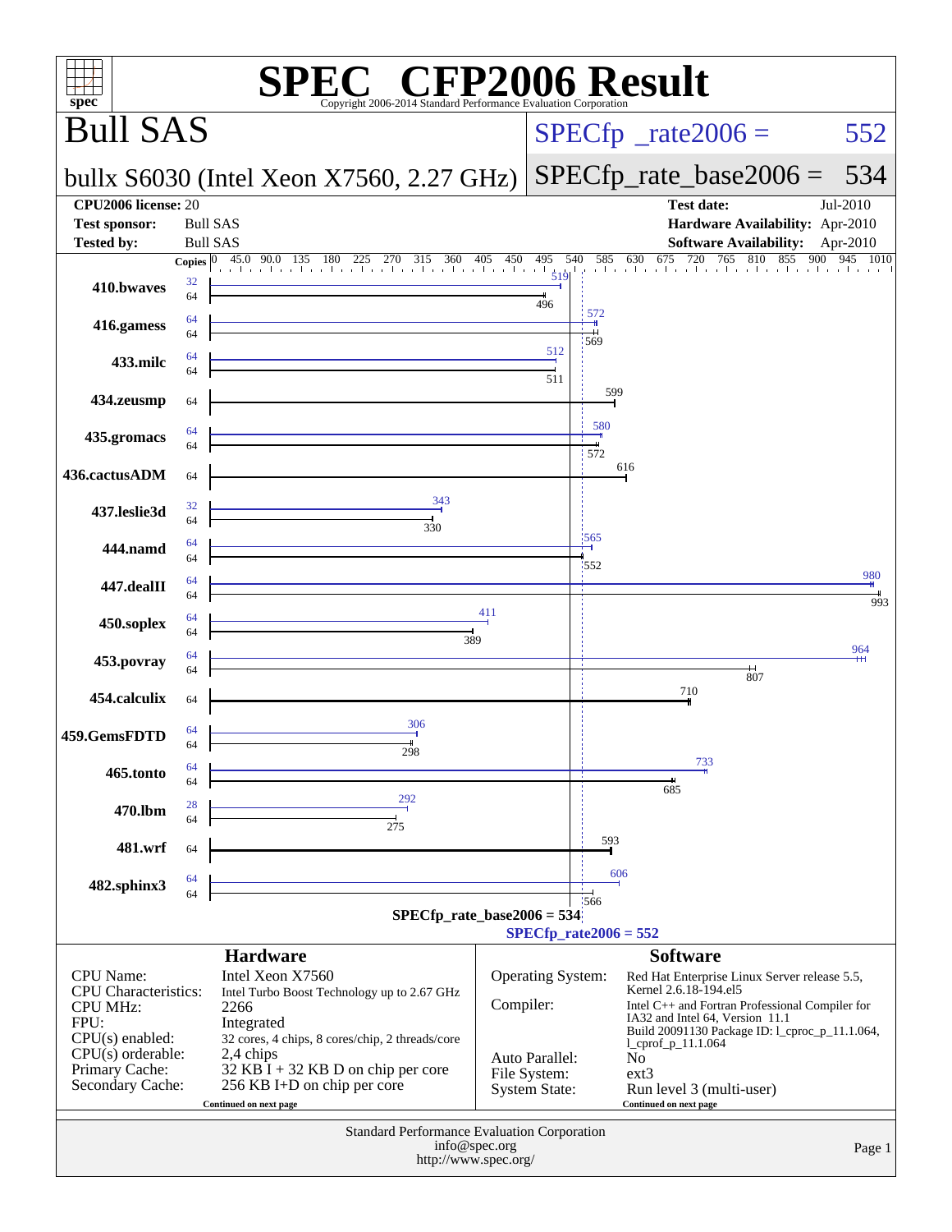# SPEC® CFP2006 Result

Copyright 2006-2014 Standard Performance Evaluation Corporation

## Bull SAS

**bullx S6030 (Intel Xeon X7560, 2.27 GHz)**

SPECfp_rate2006 = 552

SPECfp_rate_base2006 = 534

| | | | |
|---|---|---|---|
| **CPU2006 license:** | 20 | **Test date:** | Jul-2010 |
| **Test sponsor:** | Bull SAS | **Hardware Availability:** | Apr-2010 |
| **Tested by:** | Bull SAS | **Software Availability:** | Apr-2010 |

| Benchmark | Copies (peak) | Peak | Copies (base) | Base |
|---|---|---|---|---|
| 410.bwaves | 32 | 519 | 64 | 496 |
| 416.gamess | 64 | 572 | 64 | 569 |
| 433.milc | 64 | 512 | 64 | 511 |
| 434.zeusmp | | | 64 | 599 |
| 435.gromacs | 64 | 580 | 64 | 572 |
| 436.cactusADM | | | 64 | 616 |
| 437.leslie3d | 32 | 343 | 64 | 330 |
| 444.namd | 64 | 565 | 64 | 552 |
| 447.dealII | 64 | 980 | 64 | 993 |
| 450.soplex | 64 | 411 | 64 | 389 |
| 453.povray | 64 | 964 | 64 | 807 |
| 454.calculix | | | 64 | 710 |
| 459.GemsFDTD | 64 | 306 | 64 | 298 |
| 465.tonto | 64 | 733 | 64 | 685 |
| 470.lbm | 28 | 292 | 64 | 275 |
| 481.wrf | | | 64 | 593 |
| 482.sphinx3 | 64 | 606 | 64 | 566 |

SPECfp_rate_base2006 = 534

SPECfp_rate2006 = 552

### Hardware

| | |
|---|---|
| CPU Name: | Intel Xeon X7560 |
| CPU Characteristics: | Intel Turbo Boost Technology up to 2.67 GHz |
| CPU MHz: | 2266 |
| FPU: | Integrated |
| CPU(s) enabled: | 32 cores, 4 chips, 8 cores/chip, 2 threads/core |
| CPU(s) orderable: | 2,4 chips |
| Primary Cache: | 32 KB I + 32 KB D on chip per core |
| Secondary Cache: | 256 KB I+D on chip per core |

Continued on next page

### Software

| | |
|---|---|
| Operating System: | Red Hat Enterprise Linux Server release 5.5, Kernel 2.6.18-194.el5 |
| Compiler: | Intel C++ and Fortran Professional Compiler for IA32 and Intel 64, Version 11.1 Build 20091130 Package ID: l_cproc_p_11.1.064, l_cprof_p_11.1.064 |
| Auto Parallel: | No |
| File System: | ext3 |
| System State: | Run level 3 (multi-user) |

Continued on next page

Standard Performance Evaluation Corporation
info@spec.org
http://www.spec.org/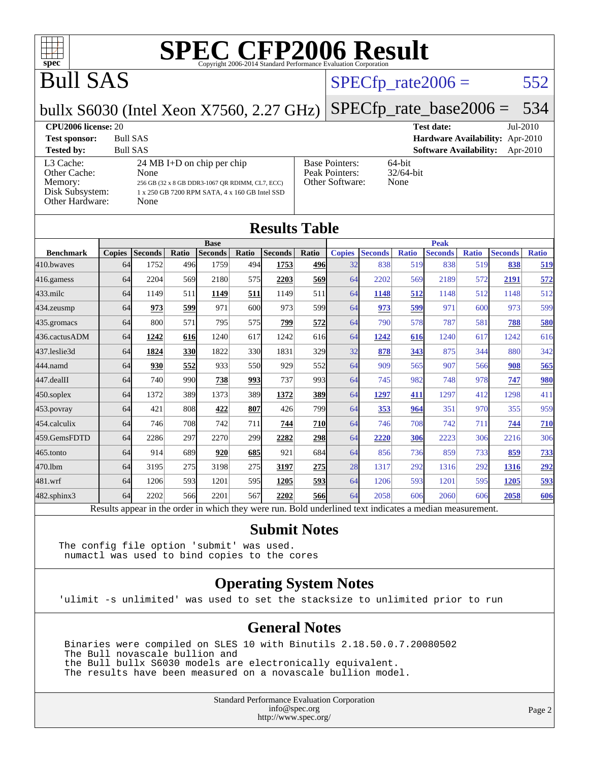# SPEC CFP2006 Result

Copyright 2006-2014 Standard Performance Evaluation Corporation

## Bull SAS

bullx S6030 (Intel Xeon X7560, 2.27 GHz)

SPECfp_rate2006 = 552

SPECfp_rate_base2006 = 534

| | | | |
|---|---|---|---|
| **CPU2006 license:** 20 | | **Test date:** | Jul-2010 |
| **Test sponsor:** | Bull SAS | **Hardware Availability:** | Apr-2010 |
| **Tested by:** | Bull SAS | **Software Availability:** | Apr-2010 |

| | |
|---|---|
| L3 Cache: | 24 MB I+D on chip per chip |
| Other Cache: | None |
| Memory: | 256 GB (32 x 8 GB DDR3-1067 QR RDIMM, CL7, ECC) |
| Disk Subsystem: | 1 x 250 GB 7200 RPM SATA, 4 x 160 GB Intel SSD |
| Other Hardware: | None |

| | |
|---|---|
| Base Pointers: | 64-bit |
| Peak Pointers: | 32/64-bit |
| Other Software: | None |

## Results Table

| | Base | | | | | | | Peak | | | | | | |
|---|---|---|---|---|---|---|---|---|---|---|---|---|---|---|
| **Benchmark** | **Copies** | **Seconds** | **Ratio** | **Seconds** | **Ratio** | **Seconds** | **Ratio** | **Copies** | **Seconds** | **Ratio** | **Seconds** | **Ratio** | **Seconds** | **Ratio** |
| 410.bwaves | 64 | 1752 | 496 | 1759 | 494 | **1753** | **496** | 32 | 838 | 519 | 838 | 519 | **838** | **519** |
| 416.gamess | 64 | 2204 | 569 | 2180 | 575 | **2203** | **569** | 64 | 2202 | 569 | 2189 | 572 | **2191** | **572** |
| 433.milc | 64 | 1149 | 511 | **1149** | **511** | 1149 | 511 | 64 | **1148** | **512** | 1148 | 512 | 1148 | 512 |
| 434.zeusmp | 64 | **973** | **599** | 971 | 600 | 973 | 599 | 64 | **973** | **599** | 971 | 600 | 973 | 599 |
| 435.gromacs | 64 | 800 | 571 | 795 | 575 | **799** | **572** | 64 | 790 | 578 | 787 | 581 | **788** | **580** |
| 436.cactusADM | 64 | **1242** | **616** | 1240 | 617 | 1242 | 616 | 64 | **1242** | **616** | 1240 | 617 | 1242 | 616 |
| 437.leslie3d | 64 | **1824** | **330** | 1822 | 330 | 1831 | 329 | 32 | **878** | **343** | 875 | 344 | 880 | 342 |
| 444.namd | 64 | **930** | **552** | 933 | 550 | 929 | 552 | 64 | 909 | 565 | 907 | 566 | **908** | **565** |
| 447.dealII | 64 | 740 | 990 | **738** | **993** | 737 | 993 | 64 | 745 | 982 | 748 | 978 | **747** | **980** |
| 450.soplex | 64 | 1372 | 389 | 1373 | 389 | **1372** | **389** | 64 | **1297** | **411** | 1297 | 412 | 1298 | 411 |
| 453.povray | 64 | 421 | 808 | **422** | **807** | 426 | 799 | 64 | **353** | **964** | 351 | 970 | 355 | 959 |
| 454.calculix | 64 | 746 | 708 | 742 | 711 | **744** | **710** | 64 | 746 | 708 | 742 | 711 | **744** | **710** |
| 459.GemsFDTD | 64 | 2286 | 297 | 2270 | 299 | **2282** | **298** | 64 | **2220** | **306** | 2223 | 306 | 2216 | 306 |
| 465.tonto | 64 | 914 | 689 | **920** | **685** | 921 | 684 | 64 | 856 | 736 | 859 | 733 | **859** | **733** |
| 470.lbm | 64 | 3195 | 275 | 3198 | 275 | **3197** | **275** | 28 | 1317 | 292 | 1316 | 292 | **1316** | **292** |
| 481.wrf | 64 | 1206 | 593 | 1201 | 595 | **1205** | **593** | 64 | 1206 | 593 | 1201 | 595 | **1205** | **593** |
| 482.sphinx3 | 64 | 2202 | 566 | 2201 | 567 | **2202** | **566** | 64 | 2058 | 606 | 2060 | 606 | **2058** | **606** |

Results appear in the order in which they were run. Bold underlined text indicates a median measurement.

## Submit Notes

```
The config file option 'submit' was used.
 numactl was used to bind copies to the cores
```

## Operating System Notes

```
'ulimit -s unlimited' was used to set the stacksize to unlimited prior to run
```

## General Notes

```
Binaries were compiled on SLES 10 with Binutils 2.18.50.0.7.20080502
The Bull novascale bullion and
the Bull bullx S6030 models are electronically equivalent.
The results have been measured on a novascale bullion model.
```

Standard Performance Evaluation Corporation
info@spec.org
http://www.spec.org/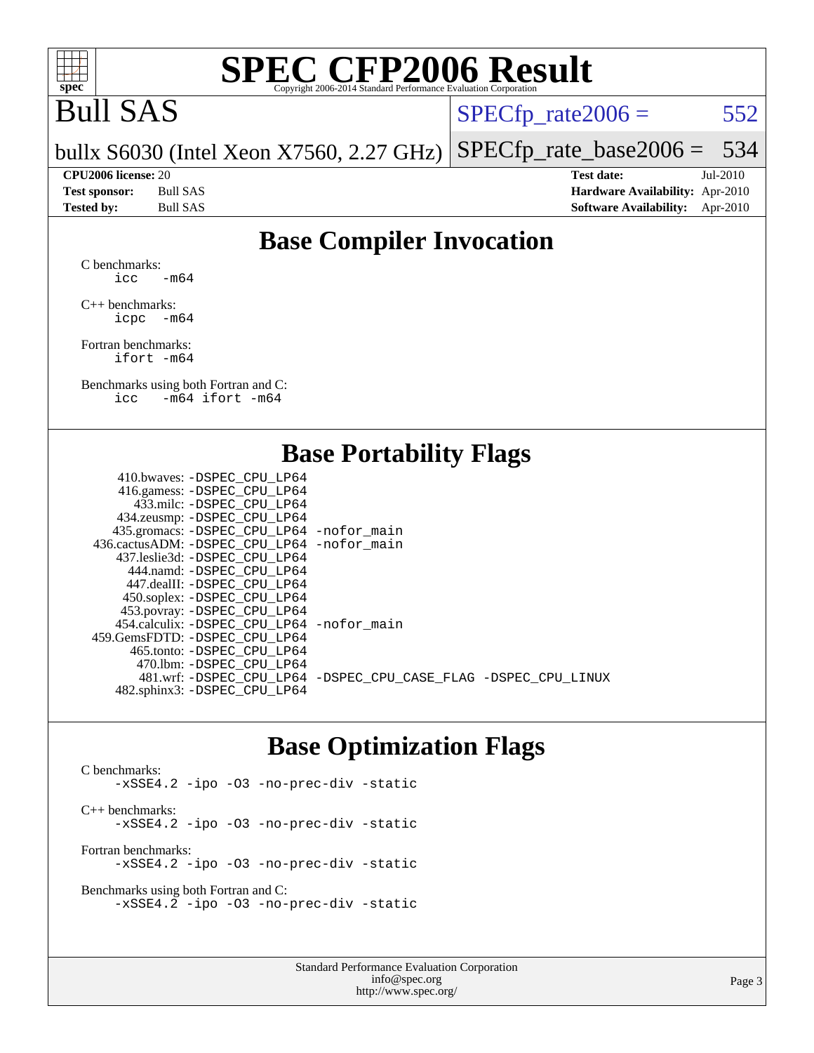# SPEC CFP2006 Result

Copyright 2006-2014 Standard Performance Evaluation Corporation

**Bull SAS**

bullx S6030 (Intel Xeon X7560, 2.27 GHz)

SPECfp_rate2006 = 552

SPECfp_rate_base2006 = 534

| | | | |
|---|---|---|---|
| **CPU2006 license:** 20 | | **Test date:** | Jul-2010 |
| **Test sponsor:** | Bull SAS | **Hardware Availability:** | Apr-2010 |
| **Tested by:** | Bull SAS | **Software Availability:** | Apr-2010 |

## Base Compiler Invocation

C benchmarks:
```
icc   -m64
```

C++ benchmarks:
```
icpc  -m64
```

Fortran benchmarks:
```
ifort -m64
```

Benchmarks using both Fortran and C:
```
icc   -m64 ifort -m64
```

## Base Portability Flags

| Benchmark | Flags |
|---|---|
| 410.bwaves: | -DSPEC_CPU_LP64 |
| 416.gamess: | -DSPEC_CPU_LP64 |
| 433.milc: | -DSPEC_CPU_LP64 |
| 434.zeusmp: | -DSPEC_CPU_LP64 |
| 435.gromacs: | -DSPEC_CPU_LP64 -nofor_main |
| 436.cactusADM: | -DSPEC_CPU_LP64 -nofor_main |
| 437.leslie3d: | -DSPEC_CPU_LP64 |
| 444.namd: | -DSPEC_CPU_LP64 |
| 447.dealII: | -DSPEC_CPU_LP64 |
| 450.soplex: | -DSPEC_CPU_LP64 |
| 453.povray: | -DSPEC_CPU_LP64 |
| 454.calculix: | -DSPEC_CPU_LP64 -nofor_main |
| 459.GemsFDTD: | -DSPEC_CPU_LP64 |
| 465.tonto: | -DSPEC_CPU_LP64 |
| 470.lbm: | -DSPEC_CPU_LP64 |
| 481.wrf: | -DSPEC_CPU_LP64 -DSPEC_CPU_CASE_FLAG -DSPEC_CPU_LINUX |
| 482.sphinx3: | -DSPEC_CPU_LP64 |

## Base Optimization Flags

C benchmarks:
```
-xSSE4.2 -ipo -O3 -no-prec-div -static
```

C++ benchmarks:
```
-xSSE4.2 -ipo -O3 -no-prec-div -static
```

Fortran benchmarks:
```
-xSSE4.2 -ipo -O3 -no-prec-div -static
```

Benchmarks using both Fortran and C:
```
-xSSE4.2 -ipo -O3 -no-prec-div -static
```

Standard Performance Evaluation Corporation
info@spec.org
http://www.spec.org/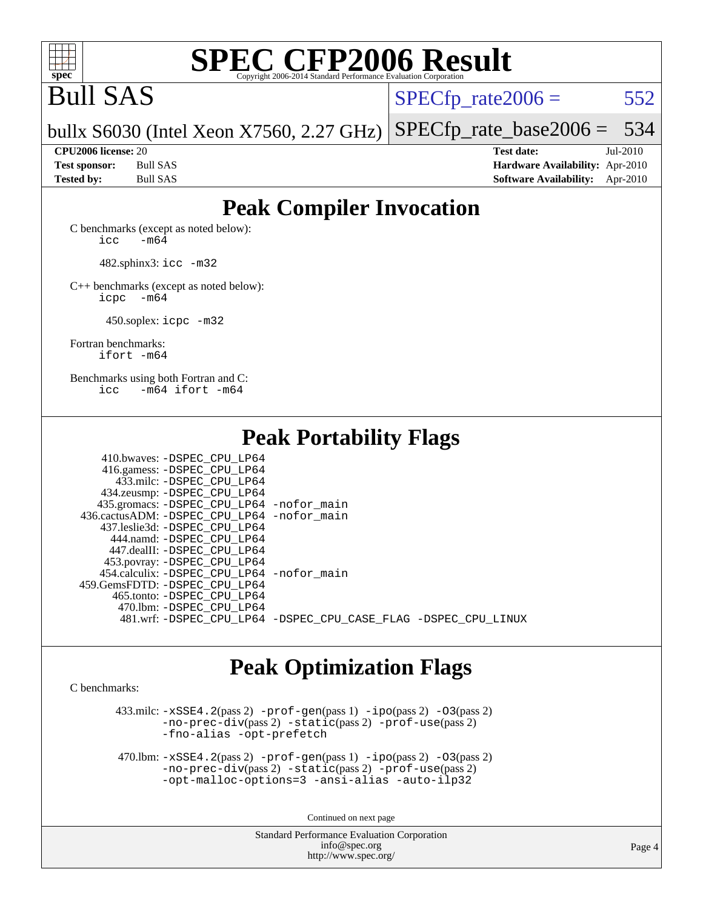# SPEC CFP2006 Result

Copyright 2006-2014 Standard Performance Evaluation Corporation

## Bull SAS

**bullx S6030 (Intel Xeon X7560, 2.27 GHz)**

SPECfp_rate2006 = 552

SPECfp_rate_base2006 = 534

| | | | |
|---|---|---|---|
| **CPU2006 license:** | 20 | **Test date:** | Jul-2010 |
| **Test sponsor:** | Bull SAS | **Hardware Availability:** | Apr-2010 |
| **Tested by:** | Bull SAS | **Software Availability:** | Apr-2010 |

## Peak Compiler Invocation

C benchmarks (except as noted below):
`icc -m64`

482.sphinx3: `icc -m32`

C++ benchmarks (except as noted below):
`icpc -m64`

450.soplex: `icpc -m32`

Fortran benchmarks:
`ifort -m64`

Benchmarks using both Fortran and C:
`icc -m64 ifort -m64`

## Peak Portability Flags

410.bwaves: -DSPEC_CPU_LP64
416.gamess: -DSPEC_CPU_LP64
433.milc: -DSPEC_CPU_LP64
434.zeusmp: -DSPEC_CPU_LP64
435.gromacs: -DSPEC_CPU_LP64 -nofor_main
436.cactusADM: -DSPEC_CPU_LP64 -nofor_main
437.leslie3d: -DSPEC_CPU_LP64
444.namd: -DSPEC_CPU_LP64
447.dealII: -DSPEC_CPU_LP64
453.povray: -DSPEC_CPU_LP64
454.calculix: -DSPEC_CPU_LP64 -nofor_main
459.GemsFDTD: -DSPEC_CPU_LP64
465.tonto: -DSPEC_CPU_LP64
470.lbm: -DSPEC_CPU_LP64
481.wrf: -DSPEC_CPU_LP64 -DSPEC_CPU_CASE_FLAG -DSPEC_CPU_LINUX

## Peak Optimization Flags

C benchmarks:

433.milc: -xSSE4.2(pass 2) -prof-gen(pass 1) -ipo(pass 2) -O3(pass 2) -no-prec-div(pass 2) -static(pass 2) -prof-use(pass 2) -fno-alias -opt-prefetch

470.lbm: -xSSE4.2(pass 2) -prof-gen(pass 1) -ipo(pass 2) -O3(pass 2) -no-prec-div(pass 2) -static(pass 2) -prof-use(pass 2) -opt-malloc-options=3 -ansi-alias -auto-ilp32

Continued on next page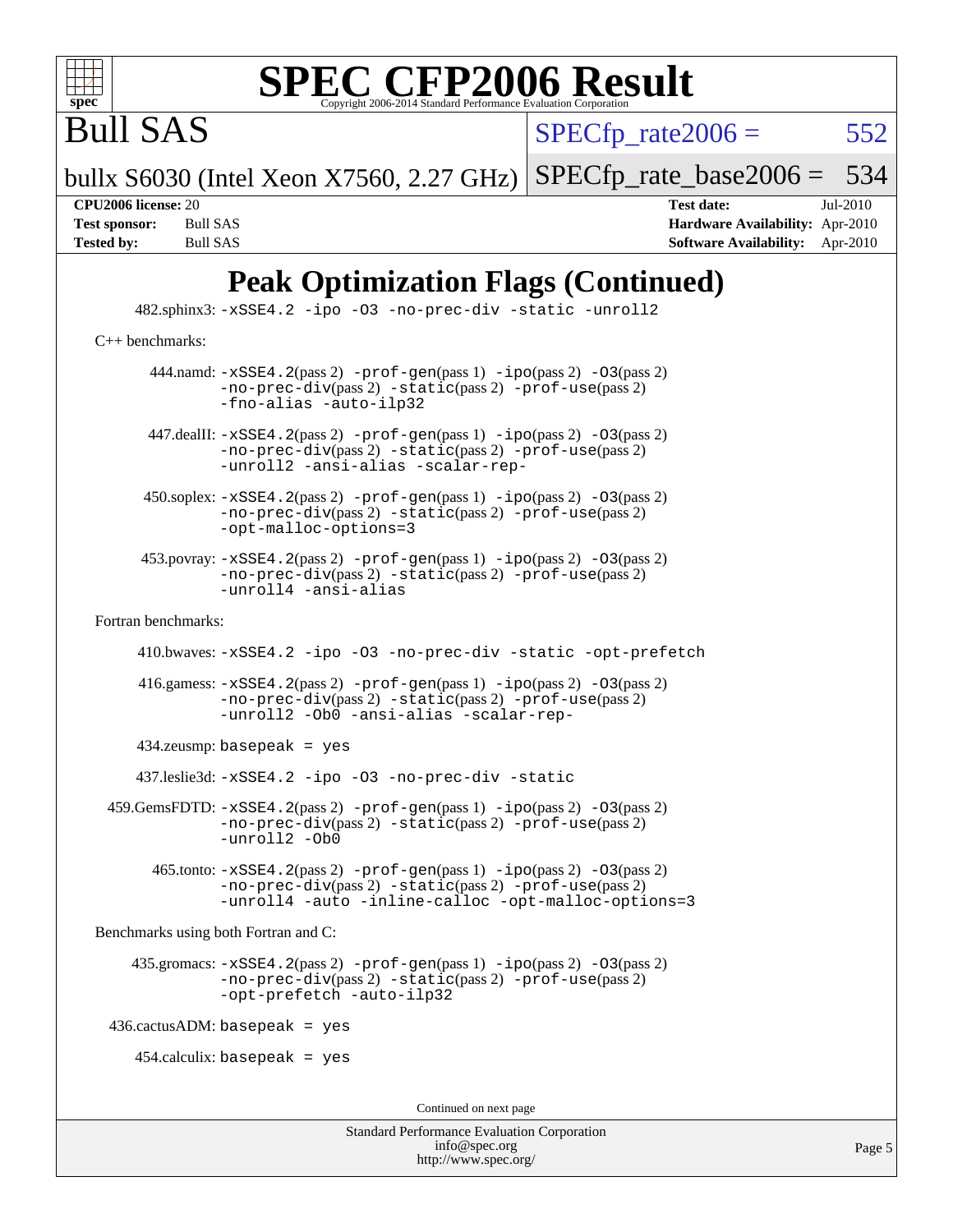# Peak Optimization Flags (Continued)

482.sphinx3: -xSSE4.2 -ipo -O3 -no-prec-div -static -unroll2

C++ benchmarks:

444.namd: -xSSE4.2(pass 2) -prof-gen(pass 1) -ipo(pass 2) -O3(pass 2) -no-prec-div(pass 2) -static(pass 2) -prof-use(pass 2) -fno-alias -auto-ilp32

447.dealII: -xSSE4.2(pass 2) -prof-gen(pass 1) -ipo(pass 2) -O3(pass 2) -no-prec-div(pass 2) -static(pass 2) -prof-use(pass 2) -unroll2 -ansi-alias -scalar-rep-

450.soplex: -xSSE4.2(pass 2) -prof-gen(pass 1) -ipo(pass 2) -O3(pass 2) -no-prec-div(pass 2) -static(pass 2) -prof-use(pass 2) -opt-malloc-options=3

453.povray: -xSSE4.2(pass 2) -prof-gen(pass 1) -ipo(pass 2) -O3(pass 2) -no-prec-div(pass 2) -static(pass 2) -prof-use(pass 2) -unroll4 -ansi-alias

Fortran benchmarks:

410.bwaves: -xSSE4.2 -ipo -O3 -no-prec-div -static -opt-prefetch

416.gamess: -xSSE4.2(pass 2) -prof-gen(pass 1) -ipo(pass 2) -O3(pass 2) -no-prec-div(pass 2) -static(pass 2) -prof-use(pass 2) -unroll2 -Ob0 -ansi-alias -scalar-rep-

434.zeusmp: basepeak = yes

437.leslie3d: -xSSE4.2 -ipo -O3 -no-prec-div -static

459.GemsFDTD: -xSSE4.2(pass 2) -prof-gen(pass 1) -ipo(pass 2) -O3(pass 2) -no-prec-div(pass 2) -static(pass 2) -prof-use(pass 2) -unroll2 -Ob0

465.tonto: -xSSE4.2(pass 2) -prof-gen(pass 1) -ipo(pass 2) -O3(pass 2) -no-prec-div(pass 2) -static(pass 2) -prof-use(pass 2) -unroll4 -auto -inline-calloc -opt-malloc-options=3

Benchmarks using both Fortran and C:

435.gromacs: -xSSE4.2(pass 2) -prof-gen(pass 1) -ipo(pass 2) -O3(pass 2) -no-prec-div(pass 2) -static(pass 2) -prof-use(pass 2) -opt-prefetch -auto-ilp32

436.cactusADM: basepeak = yes

454.calculix: basepeak = yes

Continued on next page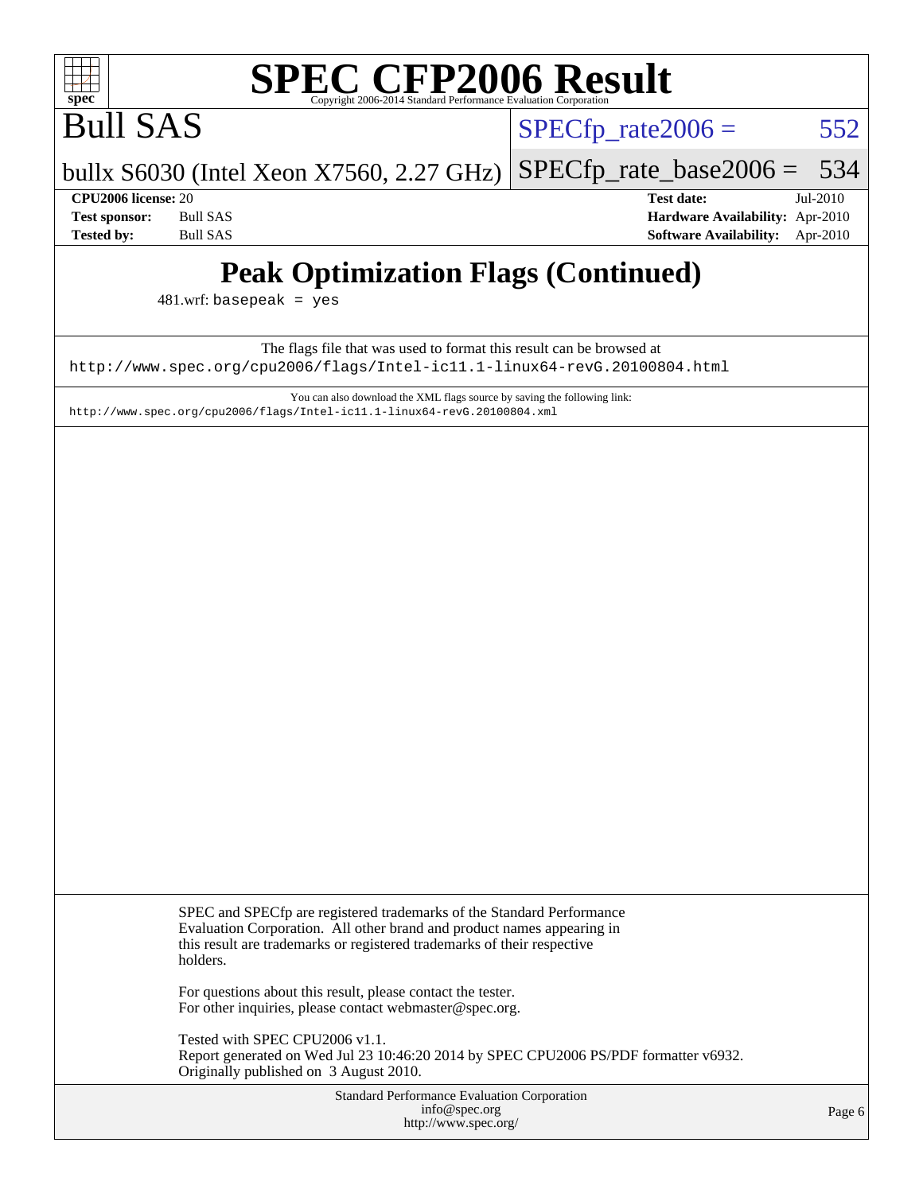# Peak Optimization Flags (Continued)

481.wrf: basepeak = yes

The flags file that was used to format this result can be browsed at
http://www.spec.org/cpu2006/flags/Intel-ic11.1-linux64-revG.20100804.html

You can also download the XML flags source by saving the following link:
http://www.spec.org/cpu2006/flags/Intel-ic11.1-linux64-revG.20100804.xml

SPEC and SPECfp are registered trademarks of the Standard Performance Evaluation Corporation. All other brand and product names appearing in this result are trademarks or registered trademarks of their respective holders.

For questions about this result, please contact the tester.
For other inquiries, please contact webmaster@spec.org.

Tested with SPEC CPU2006 v1.1.
Report generated on Wed Jul 23 10:46:20 2014 by SPEC CPU2006 PS/PDF formatter v6932.
Originally published on 3 August 2010.